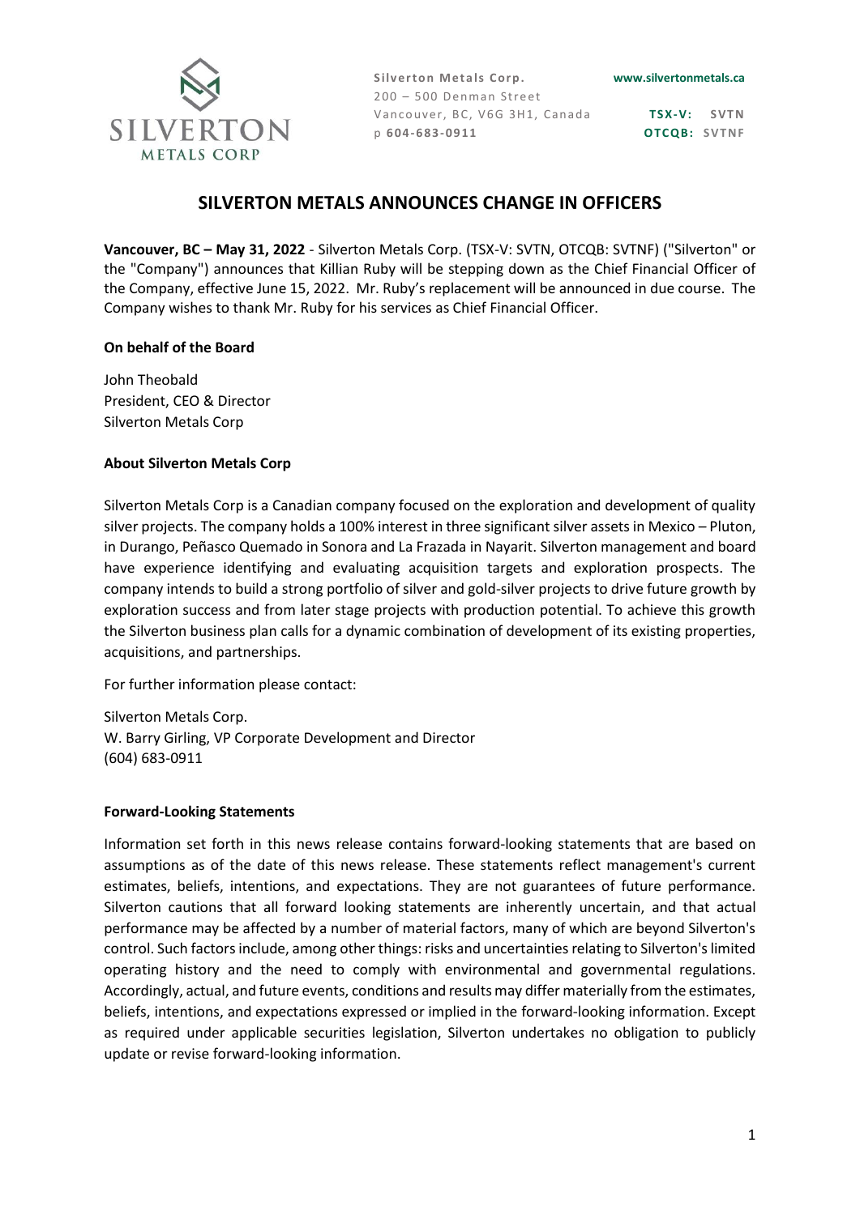Silverton Metals Corp.
200 – 500 Denman Street
Vancouver, BC, V6G 3H1, Canada
p 604-683-0911

www.silvertonmetals.ca

TSX-V: SVTN
OTCQB: SVTNF

# SILVERTON METALS ANNOUNCES CHANGE IN OFFICERS

**Vancouver, BC – May 31, 2022** - Silverton Metals Corp. (TSX-V: SVTN, OTCQB: SVTNF) ("Silverton" or the "Company") announces that Killian Ruby will be stepping down as the Chief Financial Officer of the Company, effective June 15, 2022. Mr. Ruby's replacement will be announced in due course. The Company wishes to thank Mr. Ruby for his services as Chief Financial Officer.

**On behalf of the Board**

John Theobald
President, CEO & Director
Silverton Metals Corp

**About Silverton Metals Corp**

Silverton Metals Corp is a Canadian company focused on the exploration and development of quality silver projects. The company holds a 100% interest in three significant silver assets in Mexico – Pluton, in Durango, Peñasco Quemado in Sonora and La Frazada in Nayarit. Silverton management and board have experience identifying and evaluating acquisition targets and exploration prospects. The company intends to build a strong portfolio of silver and gold-silver projects to drive future growth by exploration success and from later stage projects with production potential. To achieve this growth the Silverton business plan calls for a dynamic combination of development of its existing properties, acquisitions, and partnerships.

For further information please contact:

Silverton Metals Corp.
W. Barry Girling, VP Corporate Development and Director
(604) 683-0911

**Forward-Looking Statements**

Information set forth in this news release contains forward-looking statements that are based on assumptions as of the date of this news release. These statements reflect management's current estimates, beliefs, intentions, and expectations. They are not guarantees of future performance. Silverton cautions that all forward looking statements are inherently uncertain, and that actual performance may be affected by a number of material factors, many of which are beyond Silverton's control. Such factors include, among other things: risks and uncertainties relating to Silverton's limited operating history and the need to comply with environmental and governmental regulations. Accordingly, actual, and future events, conditions and results may differ materially from the estimates, beliefs, intentions, and expectations expressed or implied in the forward-looking information. Except as required under applicable securities legislation, Silverton undertakes no obligation to publicly update or revise forward-looking information.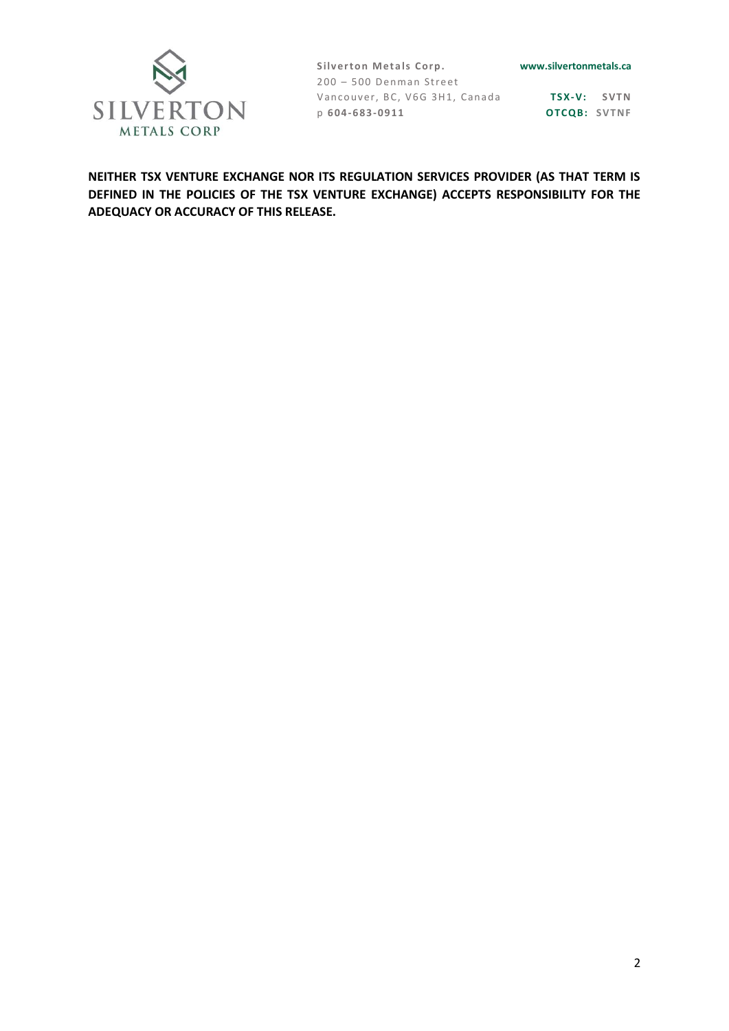**NEITHER TSX VENTURE EXCHANGE NOR ITS REGULATION SERVICES PROVIDER (AS THAT TERM IS DEFINED IN THE POLICIES OF THE TSX VENTURE EXCHANGE) ACCEPTS RESPONSIBILITY FOR THE ADEQUACY OR ACCURACY OF THIS RELEASE.**